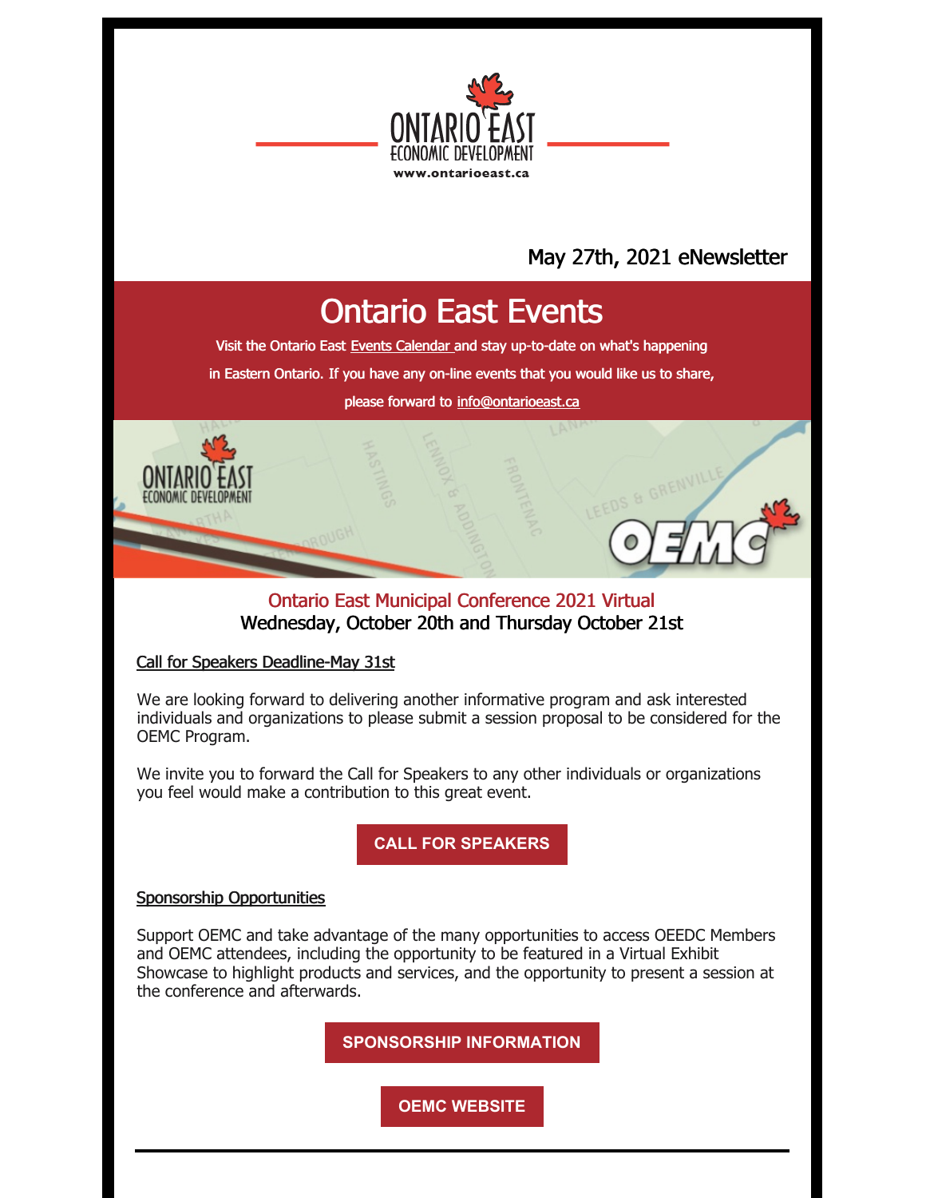May 27th, 2021 eNewsletter

# Ontario East Events

Visit the Ontario East Events Calendar and stay up-to-date on what's happening in Eastern Ontario. If you have any on-line events that you would like us to share, please forward to info@ontarioeast.ca

## Ontario East Municipal Conference 2021 Virtual
**Wednesday, October 20th and Thursday October 21st**

### Call for Speakers Deadline-May 31st

We are looking forward to delivering another informative program and ask interested individuals and organizations to please submit a session proposal to be considered for the OEMC Program.

We invite you to forward the Call for Speakers to any other individuals or organizations you feel would make a contribution to this great event.

**CALL FOR SPEAKERS**

### Sponsorship Opportunities

Support OEMC and take advantage of the many opportunities to access OEEDC Members and OEMC attendees, including the opportunity to be featured in a Virtual Exhibit Showcase to highlight products and services, and the opportunity to present a session at the conference and afterwards.

**SPONSORSHIP INFORMATION**

**OEMC WEBSITE**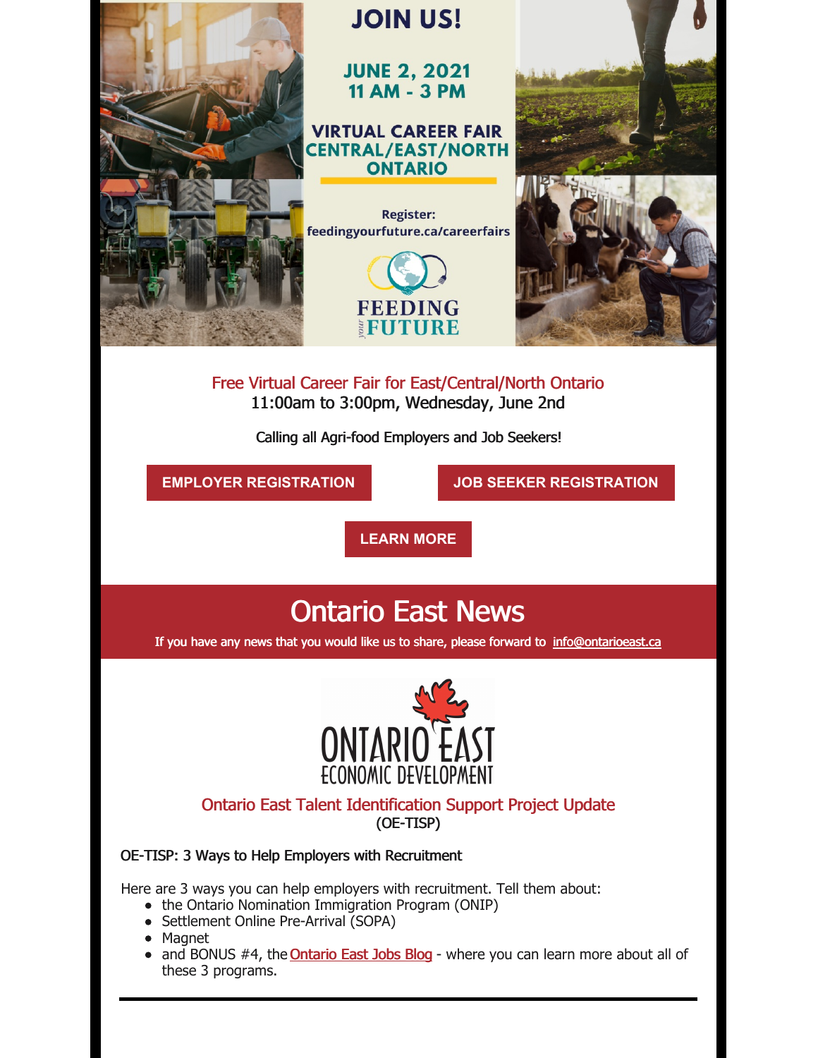JOIN US!

JUNE 2, 2021
11 AM - 3 PM

VIRTUAL CAREER FAIR
CENTRAL/EAST/NORTH ONTARIO

Register:
feedingyourfuture.ca/careerfairs

FEEDING your FUTURE

Free Virtual Career Fair for East/Central/North Ontario
11:00am to 3:00pm, Wednesday, June 2nd

Calling all Agri-food Employers and Job Seekers!

**EMPLOYER REGISTRATION** | **JOB SEEKER REGISTRATION**

**LEARN MORE**

# Ontario East News

If you have any news that you would like us to share, please forward to info@ontarioeast.ca

ONTARIO EAST ECONOMIC DEVELOPMENT

## Ontario East Talent Identification Support Project Update
(OE-TISP)

OE-TISP: 3 Ways to Help Employers with Recruitment

Here are 3 ways you can help employers with recruitment. Tell them about:

- the Ontario Nomination Immigration Program (ONIP)
- Settlement Online Pre-Arrival (SOPA)
- Magnet
- and BONUS #4, the Ontario East Jobs Blog - where you can learn more about all of these 3 programs.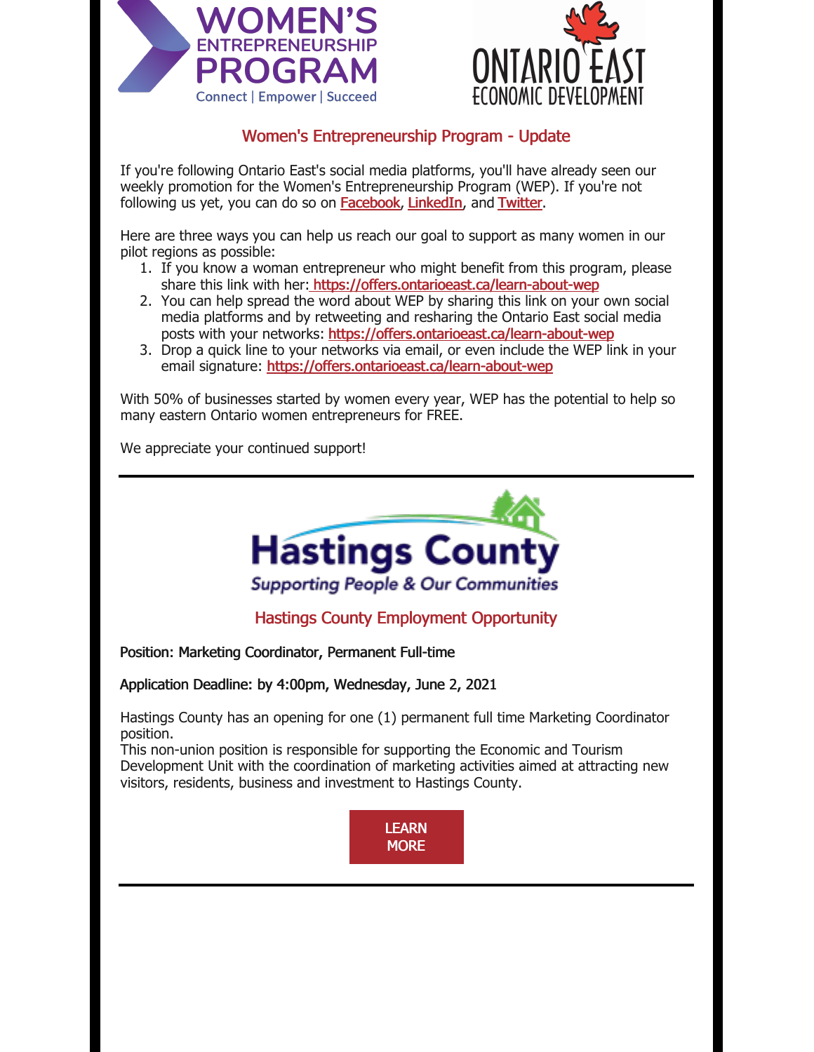## Women's Entrepreneurship Program - Update

If you're following Ontario East's social media platforms, you'll have already seen our weekly promotion for the Women's Entrepreneurship Program (WEP). If you're not following us yet, you can do so on Facebook, LinkedIn, and Twitter.

Here are three ways you can help us reach our goal to support as many women in our pilot regions as possible:

1. If you know a woman entrepreneur who might benefit from this program, please share this link with her: https://offers.ontarioeast.ca/learn-about-wep
2. You can help spread the word about WEP by sharing this link on your own social media platforms and by retweeting and resharing the Ontario East social media posts with your networks: https://offers.ontarioeast.ca/learn-about-wep
3. Drop a quick line to your networks via email, or even include the WEP link in your email signature: https://offers.ontarioeast.ca/learn-about-wep

With 50% of businesses started by women every year, WEP has the potential to help so many eastern Ontario women entrepreneurs for FREE.

We appreciate your continued support!

---

## Hastings County Employment Opportunity

**Position: Marketing Coordinator, Permanent Full-time**

**Application Deadline: by 4:00pm, Wednesday, June 2, 2021**

Hastings County has an opening for one (1) permanent full time Marketing Coordinator position.
This non-union position is responsible for supporting the Economic and Tourism Development Unit with the coordination of marketing activities aimed at attracting new visitors, residents, business and investment to Hastings County.

LEARN MORE

---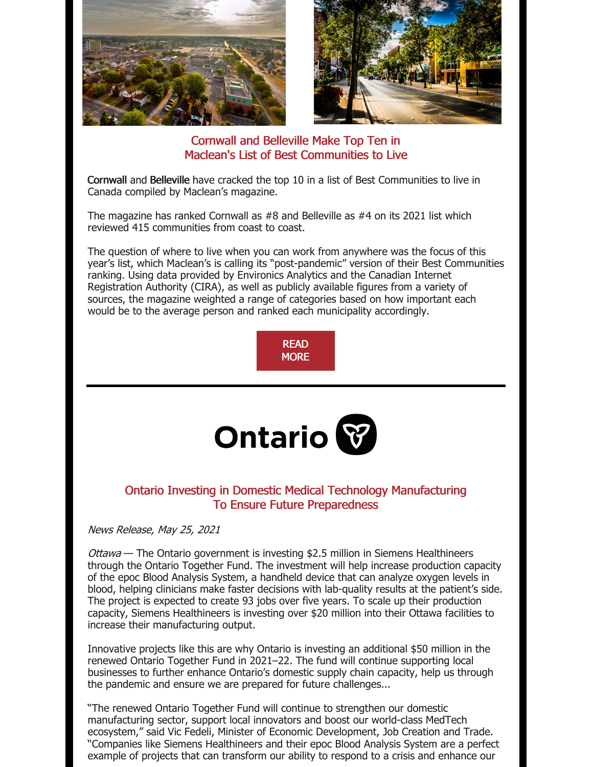## Cornwall and Belleville Make Top Ten in Maclean's List of Best Communities to Live

**Cornwall** and **Belleville** have cracked the top 10 in a list of Best Communities to live in Canada compiled by Maclean's magazine.

The magazine has ranked Cornwall as #8 and Belleville as #4 on its 2021 list which reviewed 415 communities from coast to coast.

The question of where to live when you can work from anywhere was the focus of this year's list, which Maclean's is calling its "post-pandemic" version of their Best Communities ranking. Using data provided by Environics Analytics and the Canadian Internet Registration Authority (CIRA), as well as publicly available figures from a variety of sources, the magazine weighted a range of categories based on how important each would be to the average person and ranked each municipality accordingly.

READ MORE

---

Ontario

## Ontario Investing in Domestic Medical Technology Manufacturing To Ensure Future Preparedness

*News Release, May 25, 2021*

*Ottawa* — The Ontario government is investing $2.5 million in Siemens Healthineers through the Ontario Together Fund. The investment will help increase production capacity of the epoc Blood Analysis System, a handheld device that can analyze oxygen levels in blood, helping clinicians make faster decisions with lab-quality results at the patient's side. The project is expected to create 93 jobs over five years. To scale up their production capacity, Siemens Healthineers is investing over $20 million into their Ottawa facilities to increase their manufacturing output.

Innovative projects like this are why Ontario is investing an additional $50 million in the renewed Ontario Together Fund in 2021–22. The fund will continue supporting local businesses to further enhance Ontario's domestic supply chain capacity, help us through the pandemic and ensure we are prepared for future challenges...

"The renewed Ontario Together Fund will continue to strengthen our domestic manufacturing sector, support local innovators and boost our world-class MedTech ecosystem," said Vic Fedeli, Minister of Economic Development, Job Creation and Trade. "Companies like Siemens Healthineers and their epoc Blood Analysis System are a perfect example of projects that can transform our ability to respond to a crisis and enhance our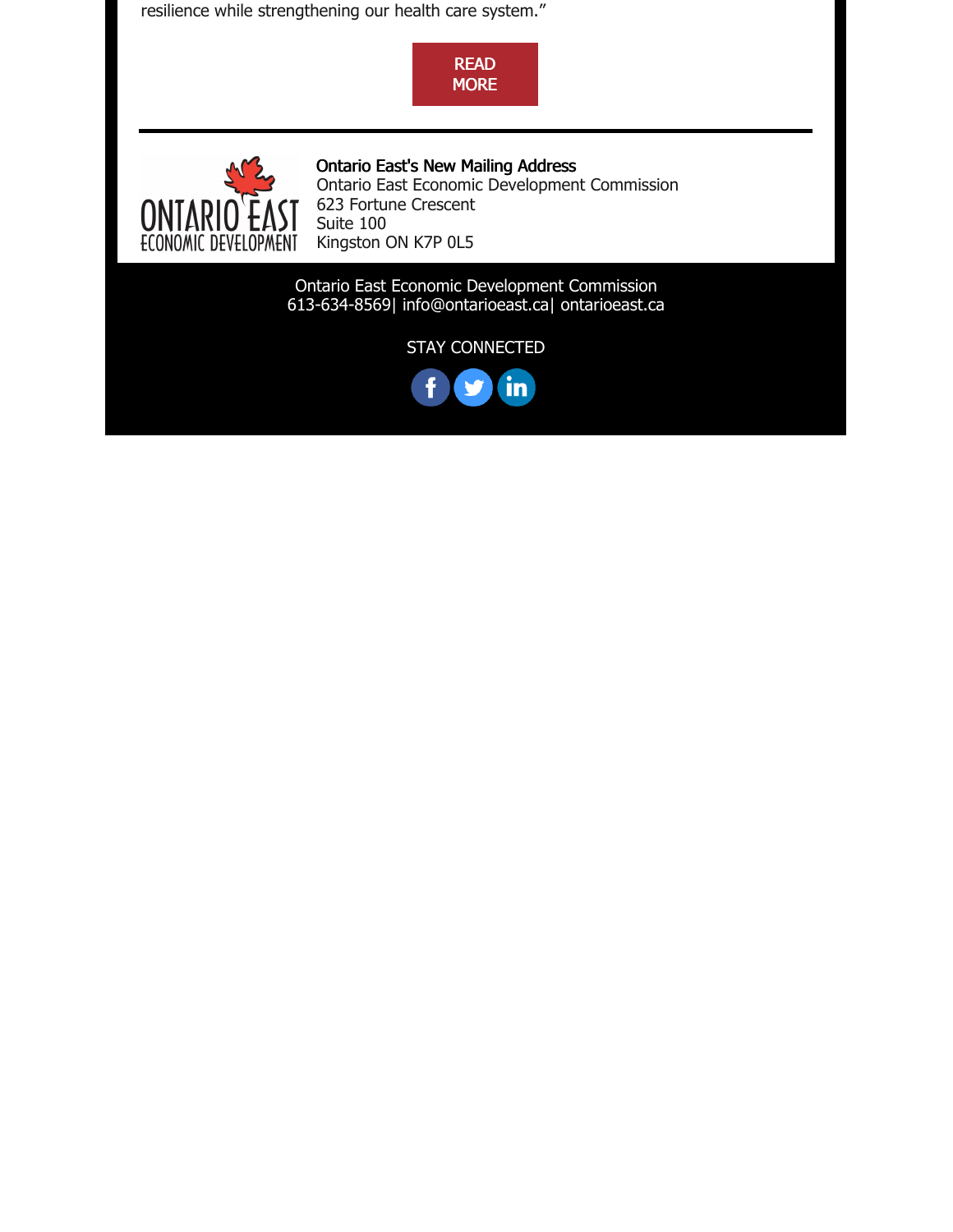resilience while strengthening our health care system."

READ MORE

---

**Ontario East's New Mailing Address**
Ontario East Economic Development Commission
623 Fortune Crescent
Suite 100
Kingston ON K7P 0L5

Ontario East Economic Development Commission
613-634-8569| info@ontarioeast.ca| ontarioeast.ca

STAY CONNECTED